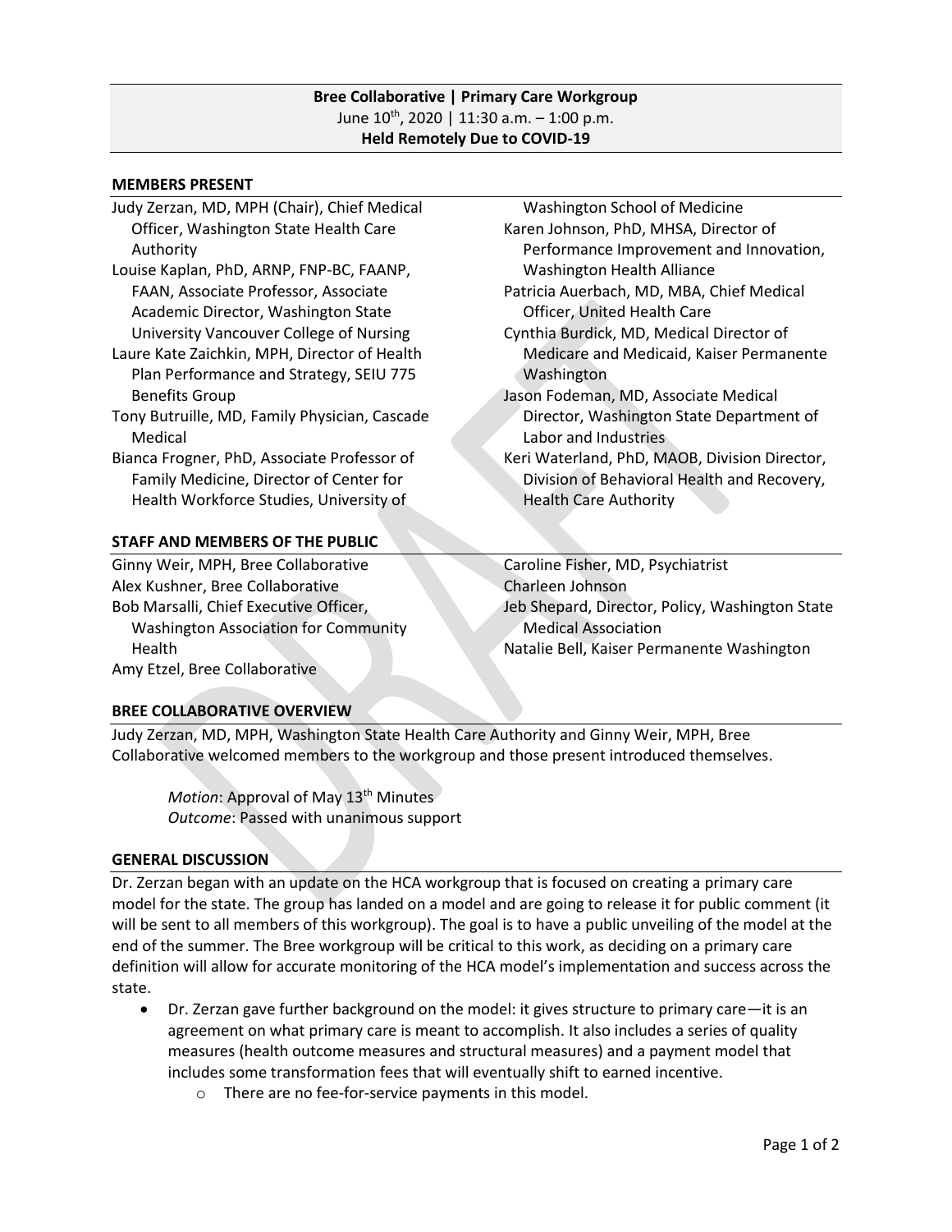**Bree Collaborative | Primary Care Workgroup**
June 10th, 2020 | 11:30 a.m. – 1:00 p.m.
**Held Remotely Due to COVID-19**

## MEMBERS PRESENT

Judy Zerzan, MD, MPH (Chair), Chief Medical Officer, Washington State Health Care Authority
Louise Kaplan, PhD, ARNP, FNP-BC, FAANP, FAAN, Associate Professor, Associate Academic Director, Washington State University Vancouver College of Nursing
Laure Kate Zaichkin, MPH, Director of Health Plan Performance and Strategy, SEIU 775 Benefits Group
Tony Butruille, MD, Family Physician, Cascade Medical
Bianca Frogner, PhD, Associate Professor of Family Medicine, Director of Center for Health Workforce Studies, University of Washington School of Medicine
Karen Johnson, PhD, MHSA, Director of Performance Improvement and Innovation, Washington Health Alliance
Patricia Auerbach, MD, MBA, Chief Medical Officer, United Health Care
Cynthia Burdick, MD, Medical Director of Medicare and Medicaid, Kaiser Permanente Washington
Jason Fodeman, MD, Associate Medical Director, Washington State Department of Labor and Industries
Keri Waterland, PhD, MAOB, Division Director, Division of Behavioral Health and Recovery, Health Care Authority

## STAFF AND MEMBERS OF THE PUBLIC

Ginny Weir, MPH, Bree Collaborative
Alex Kushner, Bree Collaborative
Bob Marsalli, Chief Executive Officer, Washington Association for Community Health
Amy Etzel, Bree Collaborative
Caroline Fisher, MD, Psychiatrist
Charleen Johnson
Jeb Shepard, Director, Policy, Washington State Medical Association
Natalie Bell, Kaiser Permanente Washington

## BREE COLLABORATIVE OVERVIEW

Judy Zerzan, MD, MPH, Washington State Health Care Authority and Ginny Weir, MPH, Bree Collaborative welcomed members to the workgroup and those present introduced themselves.

> *Motion*: Approval of May 13th Minutes
> *Outcome*: Passed with unanimous support

## GENERAL DISCUSSION

Dr. Zerzan began with an update on the HCA workgroup that is focused on creating a primary care model for the state. The group has landed on a model and are going to release it for public comment (it will be sent to all members of this workgroup). The goal is to have a public unveiling of the model at the end of the summer. The Bree workgroup will be critical to this work, as deciding on a primary care definition will allow for accurate monitoring of the HCA model's implementation and success across the state.

- Dr. Zerzan gave further background on the model: it gives structure to primary care—it is an agreement on what primary care is meant to accomplish. It also includes a series of quality measures (health outcome measures and structural measures) and a payment model that includes some transformation fees that will eventually shift to earned incentive.
    - There are no fee-for-service payments in this model.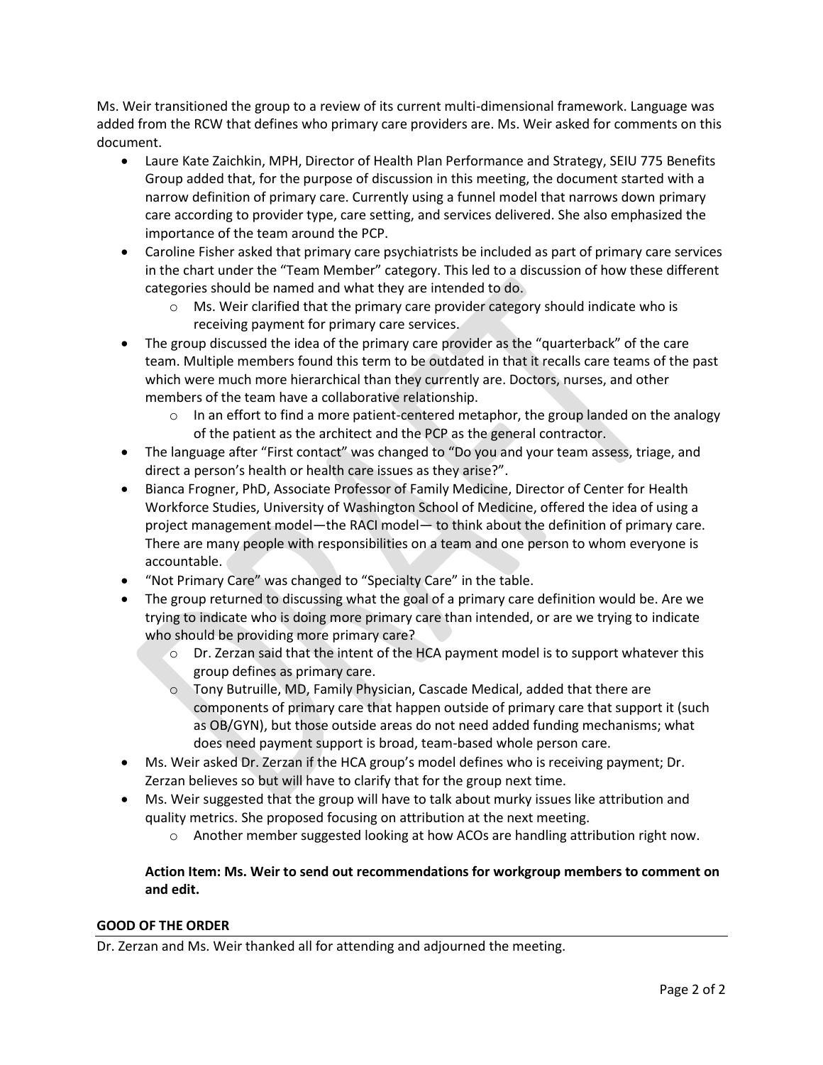Ms. Weir transitioned the group to a review of its current multi-dimensional framework. Language was added from the RCW that defines who primary care providers are. Ms. Weir asked for comments on this document.

- Laure Kate Zaichkin, MPH, Director of Health Plan Performance and Strategy, SEIU 775 Benefits Group added that, for the purpose of discussion in this meeting, the document started with a narrow definition of primary care. Currently using a funnel model that narrows down primary care according to provider type, care setting, and services delivered. She also emphasized the importance of the team around the PCP.
- Caroline Fisher asked that primary care psychiatrists be included as part of primary care services in the chart under the "Team Member" category. This led to a discussion of how these different categories should be named and what they are intended to do.
  - Ms. Weir clarified that the primary care provider category should indicate who is receiving payment for primary care services.
- The group discussed the idea of the primary care provider as the "quarterback" of the care team. Multiple members found this term to be outdated in that it recalls care teams of the past which were much more hierarchical than they currently are. Doctors, nurses, and other members of the team have a collaborative relationship.
  - In an effort to find a more patient-centered metaphor, the group landed on the analogy of the patient as the architect and the PCP as the general contractor.
- The language after "First contact" was changed to "Do you and your team assess, triage, and direct a person's health or health care issues as they arise?".
- Bianca Frogner, PhD, Associate Professor of Family Medicine, Director of Center for Health Workforce Studies, University of Washington School of Medicine, offered the idea of using a project management model—the RACI model— to think about the definition of primary care. There are many people with responsibilities on a team and one person to whom everyone is accountable.
- "Not Primary Care" was changed to "Specialty Care" in the table.
- The group returned to discussing what the goal of a primary care definition would be. Are we trying to indicate who is doing more primary care than intended, or are we trying to indicate who should be providing more primary care?
  - Dr. Zerzan said that the intent of the HCA payment model is to support whatever this group defines as primary care.
  - Tony Butruille, MD, Family Physician, Cascade Medical, added that there are components of primary care that happen outside of primary care that support it (such as OB/GYN), but those outside areas do not need added funding mechanisms; what does need payment support is broad, team-based whole person care.
- Ms. Weir asked Dr. Zerzan if the HCA group's model defines who is receiving payment; Dr. Zerzan believes so but will have to clarify that for the group next time.
- Ms. Weir suggested that the group will have to talk about murky issues like attribution and quality metrics. She proposed focusing on attribution at the next meeting.
  - Another member suggested looking at how ACOs are handling attribution right now.

**Action Item: Ms. Weir to send out recommendations for workgroup members to comment on and edit.**

**GOOD OF THE ORDER**

Dr. Zerzan and Ms. Weir thanked all for attending and adjourned the meeting.